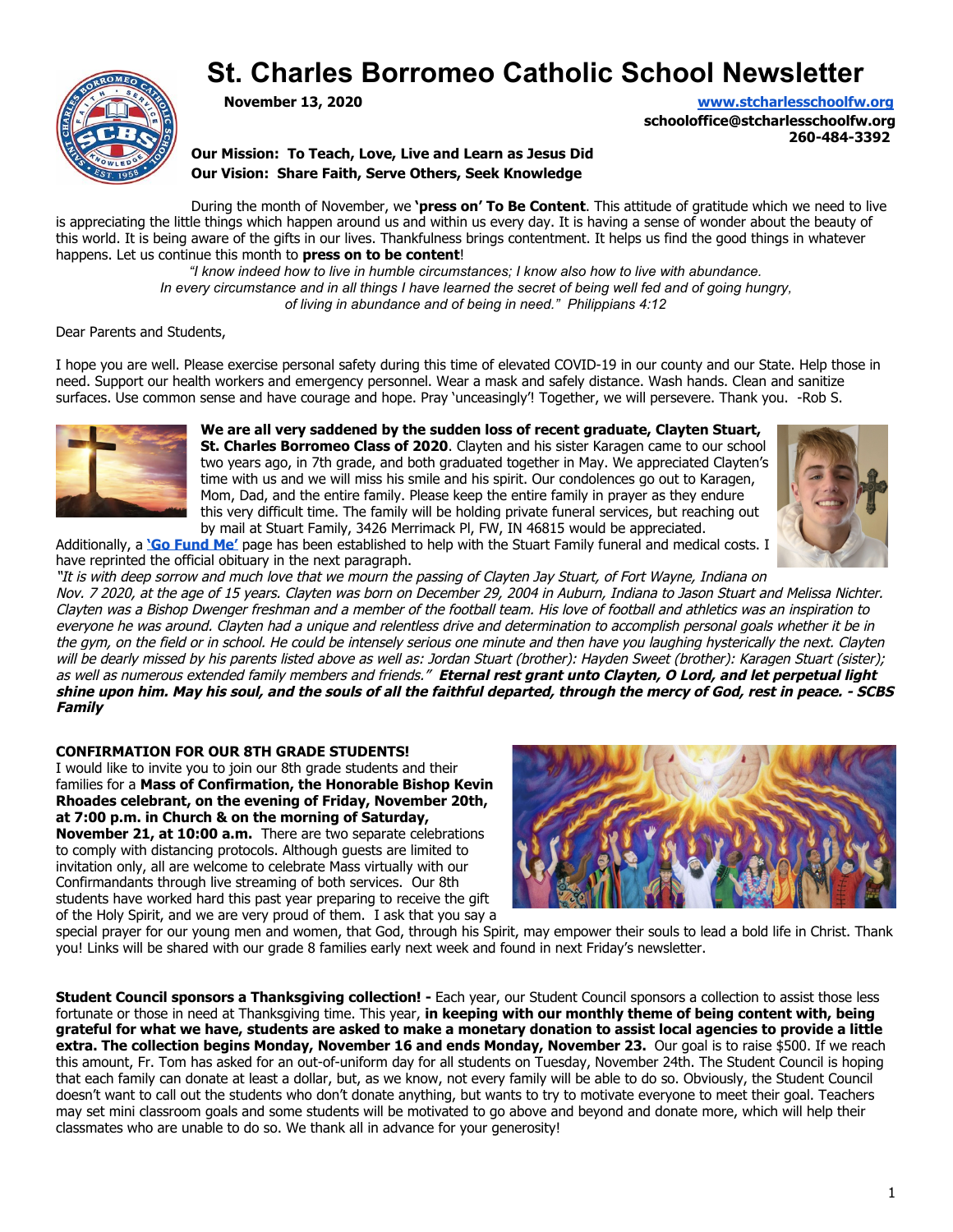# St. Charles Borromeo Catholic School Newsletter

**November 13, 2020**

**www.stcharlesschoolfw.org**
**schooloffice@stcharlesschoolfw.org**
**260-484-3392**

**Our Mission: To Teach, Love, Live and Learn as Jesus Did**
**Our Vision: Share Faith, Serve Others, Seek Knowledge**

During the month of November, we **'press on' To Be Content**. This attitude of gratitude which we need to live is appreciating the little things which happen around us and within us every day. It is having a sense of wonder about the beauty of this world. It is being aware of the gifts in our lives. Thankfulness brings contentment. It helps us find the good things in whatever happens. Let us continue this month to **press on to be content**!

*"I know indeed how to live in humble circumstances; I know also how to live with abundance.*
*In every circumstance and in all things I have learned the secret of being well fed and of going hungry,*
*of living in abundance and of being in need." Philippians 4:12*

Dear Parents and Students,

I hope you are well. Please exercise personal safety during this time of elevated COVID-19 in our county and our State. Help those in need. Support our health workers and emergency personnel. Wear a mask and safely distance. Wash hands. Clean and sanitize surfaces. Use common sense and have courage and hope. Pray 'unceasingly'! Together, we will persevere. Thank you. -Rob S.

**We are all very saddened by the sudden loss of recent graduate, Clayten Stuart, St. Charles Borromeo Class of 2020**. Clayten and his sister Karagen came to our school two years ago, in 7th grade, and both graduated together in May. We appreciated Clayten's time with us and we will miss his smile and his spirit. Our condolences go out to Karagen, Mom, Dad, and the entire family. Please keep the entire family in prayer as they endure this very difficult time. The family will be holding private funeral services, but reaching out by mail at Stuart Family, 3426 Merrimack Pl, FW, IN 46815 would be appreciated. Additionally, a **'Go Fund Me'** page has been established to help with the Stuart Family funeral and medical costs. I have reprinted the official obituary in the next paragraph.

*"It is with deep sorrow and much love that we mourn the passing of Clayten Jay Stuart, of Fort Wayne, Indiana on Nov. 7 2020, at the age of 15 years. Clayten was born on December 29, 2004 in Auburn, Indiana to Jason Stuart and Melissa Nichter. Clayten was a Bishop Dwenger freshman and a member of the football team. His love of football and athletics was an inspiration to everyone he was around. Clayten had a unique and relentless drive and determination to accomplish personal goals whether it be in the gym, on the field or in school. He could be intensely serious one minute and then have you laughing hysterically the next. Clayten will be dearly missed by his parents listed above as well as: Jordan Stuart (brother): Hayden Sweet (brother): Karagen Stuart (sister); as well as numerous extended family members and friends."* ***Eternal rest grant unto Clayten, O Lord, and let perpetual light shine upon him. May his soul, and the souls of all the faithful departed, through the mercy of God, rest in peace. - SCBS Family***

**CONFIRMATION FOR OUR 8TH GRADE STUDENTS!**

I would like to invite you to join our 8th grade students and their families for a **Mass of Confirmation, the Honorable Bishop Kevin Rhoades celebrant, on the evening of Friday, November 20th, at 7:00 p.m. in Church & on the morning of Saturday, November 21, at 10:00 a.m.** There are two separate celebrations to comply with distancing protocols. Although guests are limited to invitation only, all are welcome to celebrate Mass virtually with our Confirmandants through live streaming of both services. Our 8th students have worked hard this past year preparing to receive the gift of the Holy Spirit, and we are very proud of them. I ask that you say a special prayer for our young men and women, that God, through his Spirit, may empower their souls to lead a bold life in Christ. Thank you! Links will be shared with our grade 8 families early next week and found in next Friday's newsletter.

**Student Council sponsors a Thanksgiving collection! -** Each year, our Student Council sponsors a collection to assist those less fortunate or those in need at Thanksgiving time. This year, **in keeping with our monthly theme of being content with, being grateful for what we have, students are asked to make a monetary donation to assist local agencies to provide a little extra. The collection begins Monday, November 16 and ends Monday, November 23.** Our goal is to raise $500. If we reach this amount, Fr. Tom has asked for an out-of-uniform day for all students on Tuesday, November 24th. The Student Council is hoping that each family can donate at least a dollar, but, as we know, not every family will be able to do so. Obviously, the Student Council doesn't want to call out the students who don't donate anything, but wants to try to motivate everyone to meet their goal. Teachers may set mini classroom goals and some students will be motivated to go above and beyond and donate more, which will help their classmates who are unable to do so. We thank all in advance for your generosity!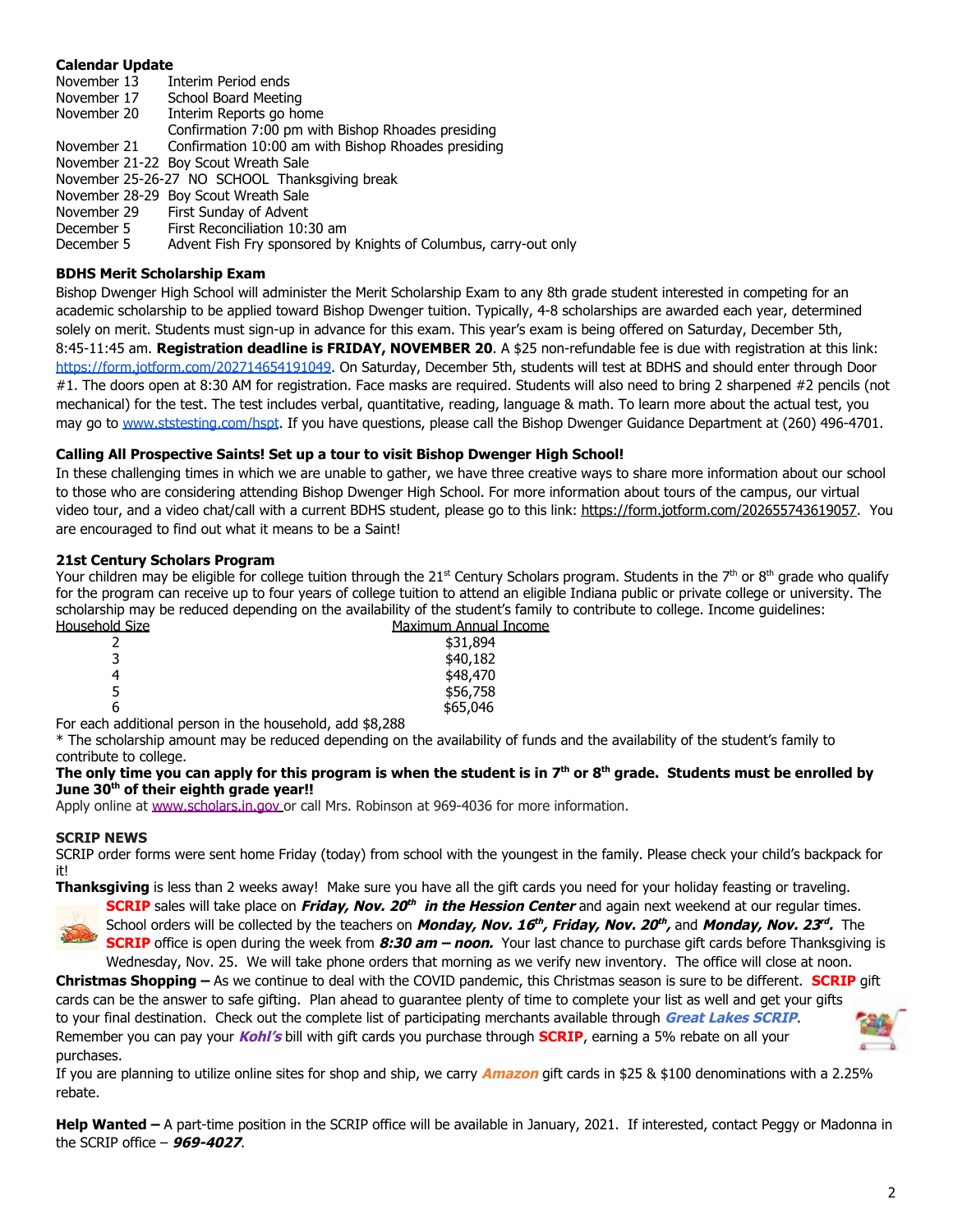**Calendar Update**

| | |
|---|---|
| November 13 | Interim Period ends |
| November 17 | School Board Meeting |
| November 20 | Interim Reports go home |
| | Confirmation 7:00 pm with Bishop Rhoades presiding |
| November 21 | Confirmation 10:00 am with Bishop Rhoades presiding |
| November 21-22 | Boy Scout Wreath Sale |
| November 25-26-27 | NO SCHOOL Thanksgiving break |
| November 28-29 | Boy Scout Wreath Sale |
| November 29 | First Sunday of Advent |
| December 5 | First Reconciliation 10:30 am |
| December 5 | Advent Fish Fry sponsored by Knights of Columbus, carry-out only |

**BDHS Merit Scholarship Exam**

Bishop Dwenger High School will administer the Merit Scholarship Exam to any 8th grade student interested in competing for an academic scholarship to be applied toward Bishop Dwenger tuition. Typically, 4-8 scholarships are awarded each year, determined solely on merit. Students must sign-up in advance for this exam. This year's exam is being offered on Saturday, December 5th, 8:45-11:45 am. **Registration deadline is FRIDAY, NOVEMBER 20**. A $25 non-refundable fee is due with registration at this link: https://form.jotform.com/202714654191049. On Saturday, December 5th, students will test at BDHS and should enter through Door #1. The doors open at 8:30 AM for registration. Face masks are required. Students will also need to bring 2 sharpened #2 pencils (not mechanical) for the test. The test includes verbal, quantitative, reading, language & math. To learn more about the actual test, you may go to www.ststesting.com/hspt. If you have questions, please call the Bishop Dwenger Guidance Department at (260) 496-4701.

**Calling All Prospective Saints! Set up a tour to visit Bishop Dwenger High School!**

In these challenging times in which we are unable to gather, we have three creative ways to share more information about our school to those who are considering attending Bishop Dwenger High School. For more information about tours of the campus, our virtual video tour, and a video chat/call with a current BDHS student, please go to this link: https://form.jotform.com/202655743619057. You are encouraged to find out what it means to be a Saint!

**21st Century Scholars Program**

Your children may be eligible for college tuition through the 21st Century Scholars program. Students in the 7th or 8th grade who qualify for the program can receive up to four years of college tuition to attend an eligible Indiana public or private college or university. The scholarship may be reduced depending on the availability of the student's family to contribute to college. Income guidelines:

| Household Size | Maximum Annual Income |
|---|---|
| 2 | $31,894 |
| 3 | $40,182 |
| 4 | $48,470 |
| 5 | $56,758 |
| 6 | $65,046 |

For each additional person in the household, add $8,288

* The scholarship amount may be reduced depending on the availability of funds and the availability of the student's family to contribute to college.

**The only time you can apply for this program is when the student is in 7th or 8th grade. Students must be enrolled by June 30th of their eighth grade year!!**

Apply online at www.scholars.in.gov or call Mrs. Robinson at 969-4036 for more information.

**SCRIP NEWS**

SCRIP order forms were sent home Friday (today) from school with the youngest in the family. Please check your child's backpack for it!

**Thanksgiving** is less than 2 weeks away! Make sure you have all the gift cards you need for your holiday feasting or traveling. **SCRIP** sales will take place on ***Friday, Nov. 20th in the Hession Center*** and again next weekend at our regular times. School orders will be collected by the teachers on ***Monday, Nov. 16th, Friday, Nov. 20th,*** and ***Monday, Nov. 23rd.*** The **SCRIP** office is open during the week from ***8:30 am – noon.*** Your last chance to purchase gift cards before Thanksgiving is Wednesday, Nov. 25. We will take phone orders that morning as we verify new inventory. The office will close at noon.

**Christmas Shopping –** As we continue to deal with the COVID pandemic, this Christmas season is sure to be different. **SCRIP** gift cards can be the answer to safe gifting. Plan ahead to guarantee plenty of time to complete your list as well and get your gifts to your final destination. Check out the complete list of participating merchants available through ***Great Lakes SCRIP***. Remember you can pay your ***Kohl's*** bill with gift cards you purchase through **SCRIP**, earning a 5% rebate on all your purchases.

If you are planning to utilize online sites for shop and ship, we carry ***Amazon*** gift cards in $25 & $100 denominations with a 2.25% rebate.

**Help Wanted –** A part-time position in the SCRIP office will be available in January, 2021. If interested, contact Peggy or Madonna in the SCRIP office – ***969-4027***.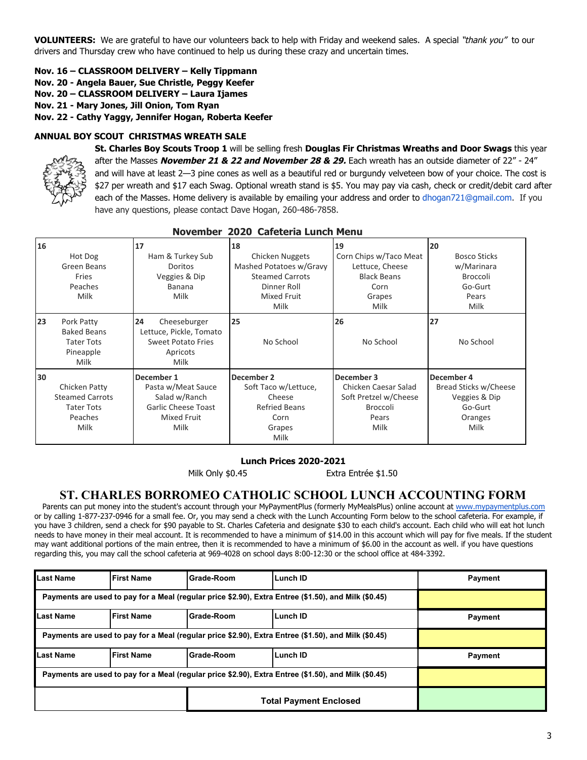**VOLUNTEERS:** We are grateful to have our volunteers back to help with Friday and weekend sales. A special *"thank you"* to our drivers and Thursday crew who have continued to help us during these crazy and uncertain times.

**Nov. 16 – CLASSROOM DELIVERY – Kelly Tippmann**
**Nov. 20 - Angela Bauer, Sue Christle, Peggy Keefer**
**Nov. 20 – CLASSROOM DELIVERY – Laura Ijames**
**Nov. 21 - Mary Jones, Jill Onion, Tom Ryan**
**Nov. 22 - Cathy Yaggy, Jennifer Hogan, Roberta Keefer**

## ANNUAL BOY SCOUT CHRISTMAS WREATH SALE

**St. Charles Boy Scouts Troop 1** will be selling fresh **Douglas Fir Christmas Wreaths and Door Swags** this year after the Masses ***November 21 & 22 and November 28 & 29.*** Each wreath has an outside diameter of 22" - 24" and will have at least 2—3 pine cones as well as a beautiful red or burgundy velveteen bow of your choice. The cost is $27 per wreath and $17 each Swag. Optional wreath stand is $5. You may pay via cash, check or credit/debit card after each of the Masses. Home delivery is available by emailing your address and order to dhogan721@gmail.com. If you have any questions, please contact Dave Hogan, 260-486-7858.

## November 2020 Cafeteria Lunch Menu

| | | | | |
|---|---|---|---|---|
| **16** Hot Dog, Green Beans, Fries, Peaches, Milk | **17** Ham & Turkey Sub, Doritos, Veggies & Dip, Banana, Milk | **18** Chicken Nuggets, Mashed Potatoes w/Gravy, Steamed Carrots, Dinner Roll, Mixed Fruit, Milk | **19** Corn Chips w/Taco Meat, Lettuce, Cheese, Black Beans, Corn, Grapes, Milk | **20** Bosco Sticks w/Marinara, Broccoli, Go-Gurt, Pears, Milk |
| **23** Pork Patty, Baked Beans, Tater Tots, Pineapple, Milk | **24** Cheeseburger, Lettuce, Pickle, Tomato, Sweet Potato Fries, Apricots, Milk | **25** No School | **26** No School | **27** No School |
| **30** Chicken Patty, Steamed Carrots, Tater Tots, Peaches, Milk | **December 1** Pasta w/Meat Sauce, Salad w/Ranch, Garlic Cheese Toast, Mixed Fruit, Milk | **December 2** Soft Taco w/Lettuce, Cheese, Refried Beans, Corn, Grapes, Milk | **December 3** Chicken Caesar Salad, Soft Pretzel w/Cheese, Broccoli, Pears, Milk | **December 4** Bread Sticks w/Cheese, Veggies & Dip, Go-Gurt, Oranges, Milk |

**Lunch Prices 2020-2021**

Milk Only $0.45 Extra Entrée $1.50

## ST. CHARLES BORROMEO CATHOLIC SCHOOL LUNCH ACCOUNTING FORM

Parents can put money into the student's account through your MyPaymentPlus (formerly MyMealsPlus) online account at www.mypaymentplus.com or by calling 1-877-237-0946 for a small fee. Or, you may send a check with the Lunch Accounting Form below to the school cafeteria. For example, if you have 3 children, send a check for $90 payable to St. Charles Cafeteria and designate $30 to each child's account. Each child who will eat hot lunch needs to have money in their meal account. It is recommended to have a minimum of $14.00 in this account which will pay for five meals. If the student may want additional portions of the main entree, then it is recommended to have a minimum of $6.00 in the account as well. if you have questions regarding this, you may call the school cafeteria at 969-4028 on school days 8:00-12:30 or the school office at 484-3392.

| Last Name | First Name | Grade-Room | Lunch ID | Payment |
|---|---|---|---|---|
| **Payments are used to pay for a Meal (regular price $2.90), Extra Entree ($1.50), and Milk ($0.45)** | | | | |
| **Last Name** | **First Name** | **Grade-Room** | **Lunch ID** | **Payment** |
| **Payments are used to pay for a Meal (regular price $2.90), Extra Entree ($1.50), and Milk ($0.45)** | | | | |
| **Last Name** | **First Name** | **Grade-Room** | **Lunch ID** | **Payment** |
| **Payments are used to pay for a Meal (regular price $2.90), Extra Entree ($1.50), and Milk ($0.45)** | | | | |
| | | **Total Payment Enclosed** | | |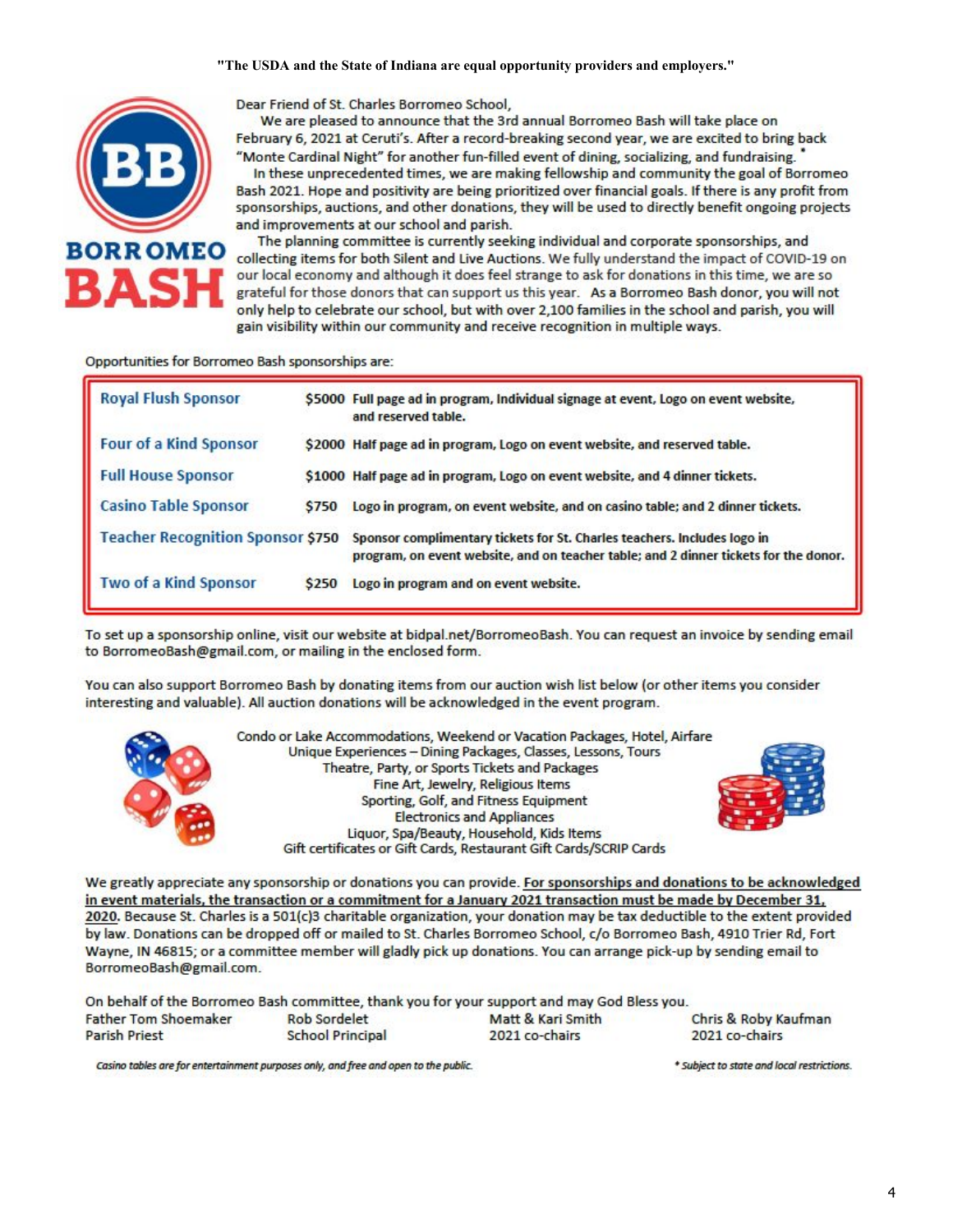"The USDA and the State of Indiana are equal opportunity providers and employers."

BORROMEO BASH

Dear Friend of St. Charles Borromeo School,

We are pleased to announce that the 3rd annual Borromeo Bash will take place on February 6, 2021 at Ceruti's. After a record-breaking second year, we are excited to bring back "Monte Cardinal Night" for another fun-filled event of dining, socializing, and fundraising. *

In these unprecedented times, we are making fellowship and community the goal of Borromeo Bash 2021. Hope and positivity are being prioritized over financial goals. If there is any profit from sponsorships, auctions, and other donations, they will be used to directly benefit ongoing projects and improvements at our school and parish.

The planning committee is currently seeking individual and corporate sponsorships, and collecting items for both Silent and Live Auctions. We fully understand the impact of COVID-19 on our local economy and although it does feel strange to ask for donations in this time, we are so grateful for those donors that can support us this year. As a Borromeo Bash donor, you will not only help to celebrate our school, but with over 2,100 families in the school and parish, you will gain visibility within our community and receive recognition in multiple ways.

Opportunities for Borromeo Bash sponsorships are:

| | | |
|---|---|---|
| Royal Flush Sponsor | $5000 | **Full page ad in program, Individual signage at event, Logo on event website, and reserved table.** |
| Four of a Kind Sponsor | $2000 | **Half page ad in program, Logo on event website, and reserved table.** |
| Full House Sponsor | $1000 | **Half page ad in program, Logo on event website, and 4 dinner tickets.** |
| Casino Table Sponsor | $750 | **Logo in program, on event website, and on casino table; and 2 dinner tickets.** |
| Teacher Recognition Sponsor | $750 | **Sponsor complimentary tickets for St. Charles teachers. Includes logo in program, on event website, and on teacher table; and 2 dinner tickets for the donor.** |
| Two of a Kind Sponsor | $250 | **Logo in program and on event website.** |

To set up a sponsorship online, visit our website at bidpal.net/BorromeoBash. You can request an invoice by sending email to BorromeoBash@gmail.com, or mailing in the enclosed form.

You can also support Borromeo Bash by donating items from our auction wish list below (or other items you consider interesting and valuable). All auction donations will be acknowledged in the event program.

Condo or Lake Accommodations, Weekend or Vacation Packages, Hotel, Airfare
Unique Experiences – Dining Packages, Classes, Lessons, Tours
Theatre, Party, or Sports Tickets and Packages
Fine Art, Jewelry, Religious Items
Sporting, Golf, and Fitness Equipment
Electronics and Appliances
Liquor, Spa/Beauty, Household, Kids Items
Gift certificates or Gift Cards, Restaurant Gift Cards/SCRIP Cards

We greatly appreciate any sponsorship or donations you can provide. **For sponsorships and donations to be acknowledged in event materials, the transaction or a commitment for a January 2021 transaction must be made by December 31, 2020.** Because St. Charles is a 501(c)3 charitable organization, your donation may be tax deductible to the extent provided by law. Donations can be dropped off or mailed to St. Charles Borromeo School, c/o Borromeo Bash, 4910 Trier Rd, Fort Wayne, IN 46815; or a committee member will gladly pick up donations. You can arrange pick-up by sending email to BorromeoBash@gmail.com.

On behalf of the Borromeo Bash committee, thank you for your support and may God Bless you.

| | | | |
|---|---|---|---|
| Father Tom Shoemaker | Rob Sordelet | Matt & Kari Smith | Chris & Roby Kaufman |
| Parish Priest | School Principal | 2021 co-chairs | 2021 co-chairs |

*Casino tables are for entertainment purposes only, and free and open to the public.*

*\* Subject to state and local restrictions.*